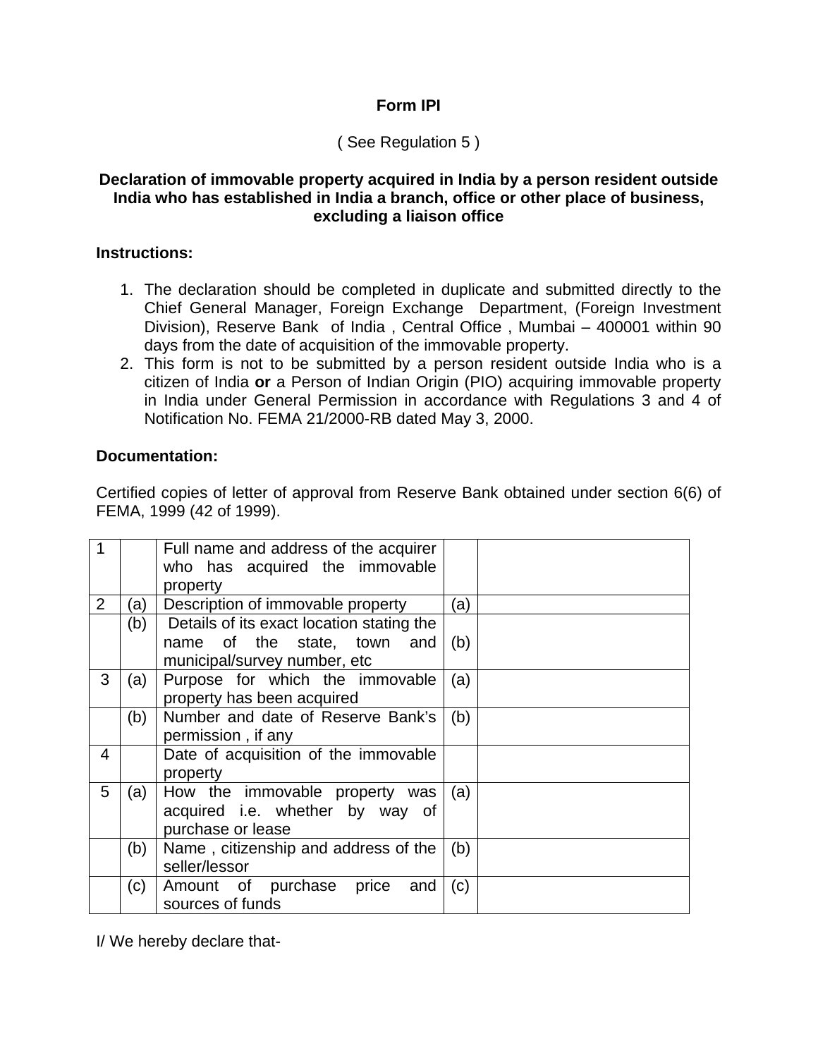**Form IPI**

( See Regulation 5 )

**Declaration of immovable property acquired in India by a person resident outside India who has established in India a branch, office or other place of business, excluding a liaison office**

**Instructions:**

1. The declaration should be completed in duplicate and submitted directly to the Chief General Manager, Foreign Exchange Department, (Foreign Investment Division), Reserve Bank of India , Central Office , Mumbai – 400001 within 90 days from the date of acquisition of the immovable property.
2. This form is not to be submitted by a person resident outside India who is a citizen of India **or** a Person of Indian Origin (PIO) acquiring immovable property in India under General Permission in accordance with Regulations 3 and 4 of Notification No. FEMA 21/2000-RB dated May 3, 2000.

**Documentation:**

Certified copies of letter of approval from Reserve Bank obtained under section 6(6) of FEMA, 1999 (42 of 1999).

| | | | | |
|---|---|---|---|---|
| 1 | | Full name and address of the acquirer who has acquired the immovable property | | |
| 2 | (a) | Description of immovable property | (a) | |
| | (b) | Details of its exact location stating the name of the state, town and municipal/survey number, etc | (b) | |
| 3 | (a) | Purpose for which the immovable property has been acquired | (a) | |
| | (b) | Number and date of Reserve Bank's permission , if any | (b) | |
| 4 | | Date of acquisition of the immovable property | | |
| 5 | (a) | How the immovable property was acquired i.e. whether by way of purchase or lease | (a) | |
| | (b) | Name , citizenship and address of the seller/lessor | (b) | |
| | (c) | Amount of purchase price and sources of funds | (c) | |

I/ We hereby declare that-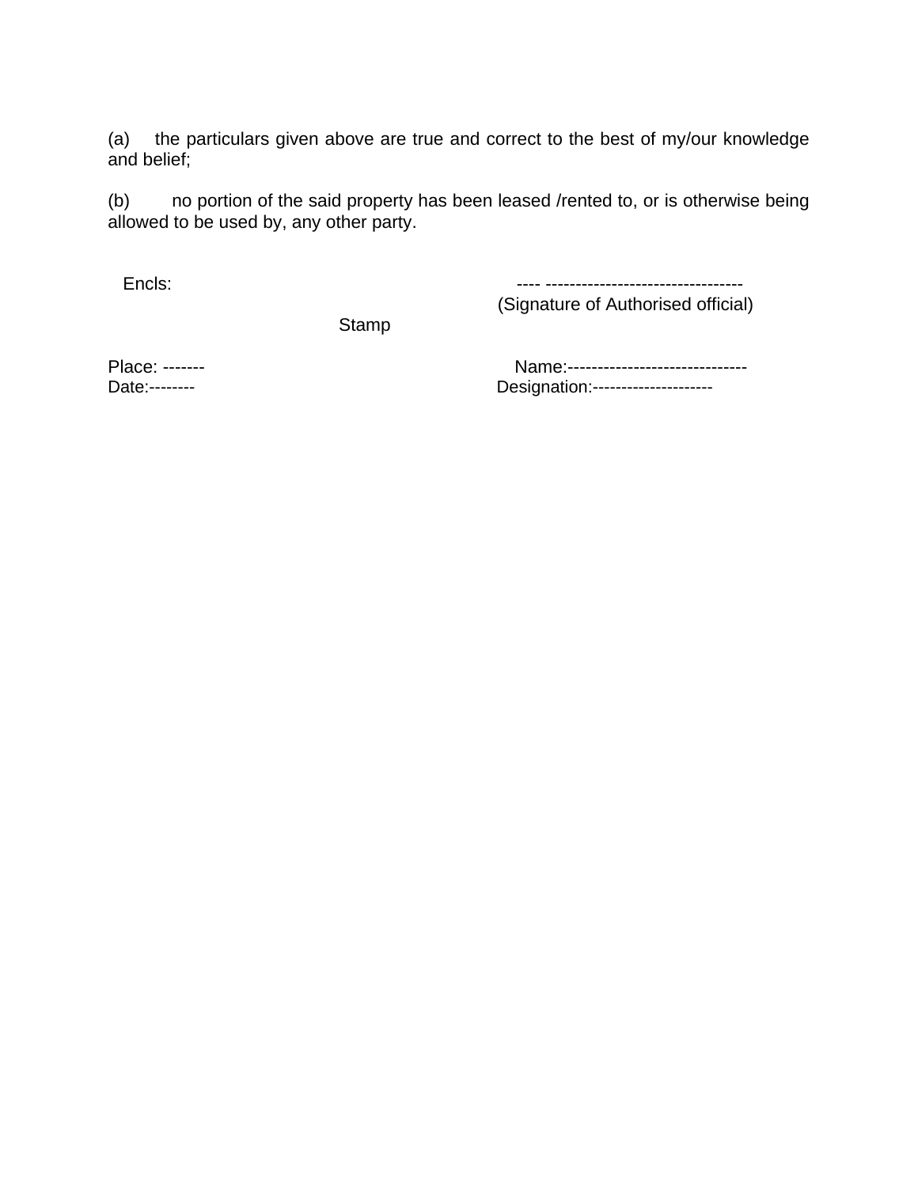(a) the particulars given above are true and correct to the best of my/our knowledge and belief;

(b) no portion of the said property has been leased /rented to, or is otherwise being allowed to be used by, any other party.

Encls: ---- ---------------------------------

(Signature of Authorised official)

Stamp

Place: ------- Name:------------------------------

Date:-------- Designation:---------------------